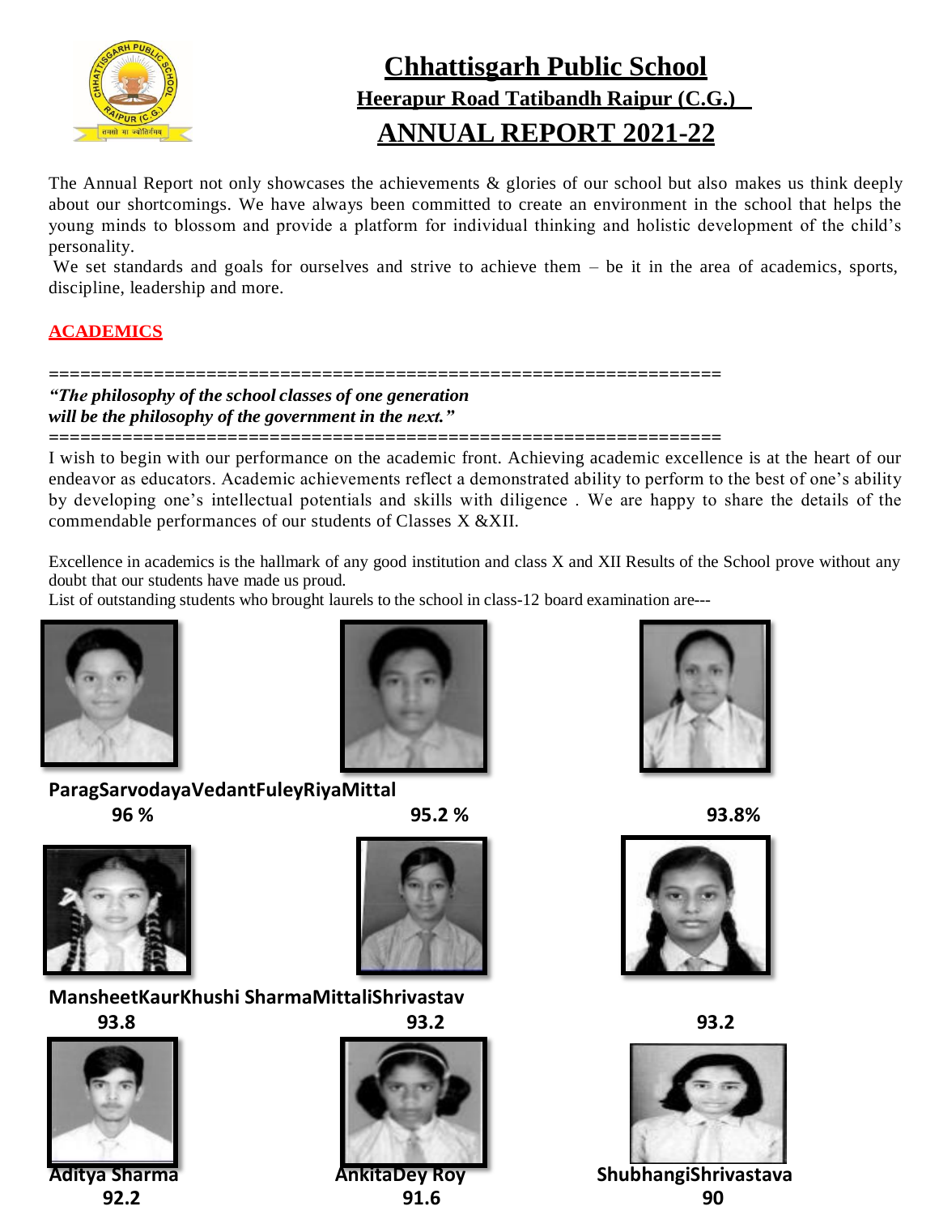# Chhattisgarh Public School

## Heerapur Road Tatibandh Raipur (C.G.)

## ANNUAL REPORT 2021-22

The Annual Report not only showcases the achievements & glories of our school but also makes us think deeply about our shortcomings. We have always been committed to create an environment in the school that helps the young minds to blossom and provide a platform for individual thinking and holistic development of the child's personality.

We set standards and goals for ourselves and strive to achieve them – be it in the area of academics, sports, discipline, leadership and more.

### ACADEMICS

================================================================

***"The philosophy of the school classes of one generation will be the philosophy of the government in the next."***

================================================================

I wish to begin with our performance on the academic front. Achieving academic excellence is at the heart of our endeavor as educators. Academic achievements reflect a demonstrated ability to perform to the best of one's ability by developing one's intellectual potentials and skills with diligence . We are happy to share the details of the commendable performances of our students of Classes X &XII.

Excellence in academics is the hallmark of any good institution and class X and XII Results of the School prove without any doubt that our students have made us proud.

List of outstanding students who brought laurels to the school in class-12 board examination are---

**ParagSarvodayaVedantFuleyRiyaMittal**

**96 %** **95.2 %** **93.8%**

**MansheetKaurKhushi SharmaMittaliShrivastav**

**93.8** **93.2** **93.2**

**Aditya Sharma** **AnkitaDey Roy** **ShubhangiShrivastava**

**92.2** **91.6** **90**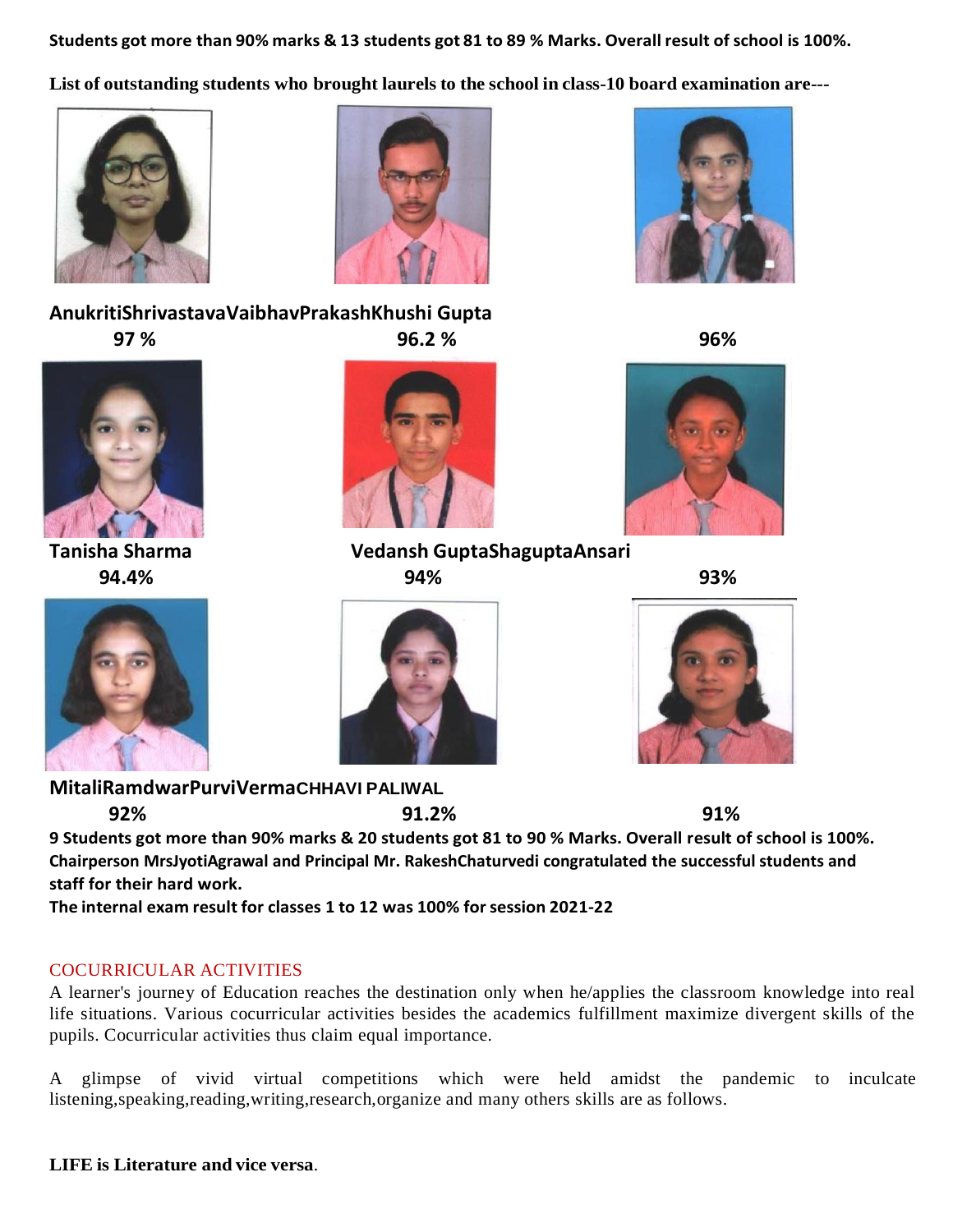**Students got more than 90% marks & 13 students got 81 to 89 % Marks. Overall result of school is 100%.**

**List of outstanding students who brought laurels to the school in class-10 board examination are---**

**AnukritiShrivastavaVaibhavPrakashKhushi Gupta**

**97 %** **96.2 %** **96%**

**Tanisha Sharma** **Vedansh GuptaShaguptaAnsari**

**94.4%** **94%** **93%**

**MitaliRamdwarPurviVermaCHHAVI PALIWAL**

**92%** **91.2%** **91%**

**9 Students got more than 90% marks & 20 students got 81 to 90 % Marks. Overall result of school is 100%.**
**Chairperson MrsJyotiAgrawal and Principal Mr. RakeshChaturvedi congratulated the successful students and staff for their hard work.**
**The internal exam result for classes 1 to 12 was 100% for session 2021-22**

## COCURRICULAR ACTIVITIES

A learner's journey of Education reaches the destination only when he/applies the classroom knowledge into real life situations. Various cocurricular activities besides the academics fulfillment maximize divergent skills of the pupils. Cocurricular activities thus claim equal importance.

A glimpse of vivid virtual competitions which were held amidst the pandemic to inculcate listening,speaking,reading,writing,research,organize and many others skills are as follows.

**LIFE is Literature and vice versa**.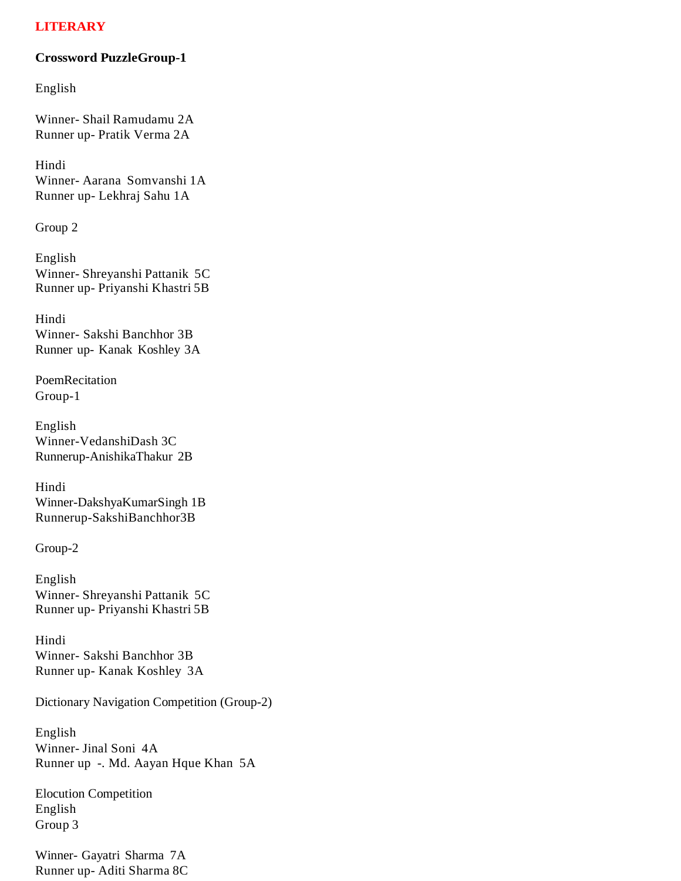**LITERARY**

**Crossword PuzzleGroup-1**

English

Winner- Shail Ramudamu 2A
Runner up- Pratik Verma 2A

Hindi
Winner- Aarana Somvanshi 1A
Runner up- Lekhraj Sahu 1A

Group 2

English
Winner- Shreyanshi Pattanik 5C
Runner up- Priyanshi Khastri 5B

Hindi
Winner- Sakshi Banchhor 3B
Runner up- Kanak Koshley 3A

PoemRecitation
Group-1

English
Winner-VedanshiDash 3C
Runnerup-AnishikaThakur 2B

Hindi
Winner-DakshyaKumarSingh 1B
Runnerup-SakshiBanchhor3B

Group-2

English
Winner- Shreyanshi Pattanik 5C
Runner up- Priyanshi Khastri 5B

Hindi
Winner- Sakshi Banchhor 3B
Runner up- Kanak Koshley 3A

Dictionary Navigation Competition (Group-2)

English
Winner- Jinal Soni 4A
Runner up -. Md. Aayan Hque Khan 5A

Elocution Competition
English
Group 3

Winner- Gayatri Sharma 7A
Runner up- Aditi Sharma 8C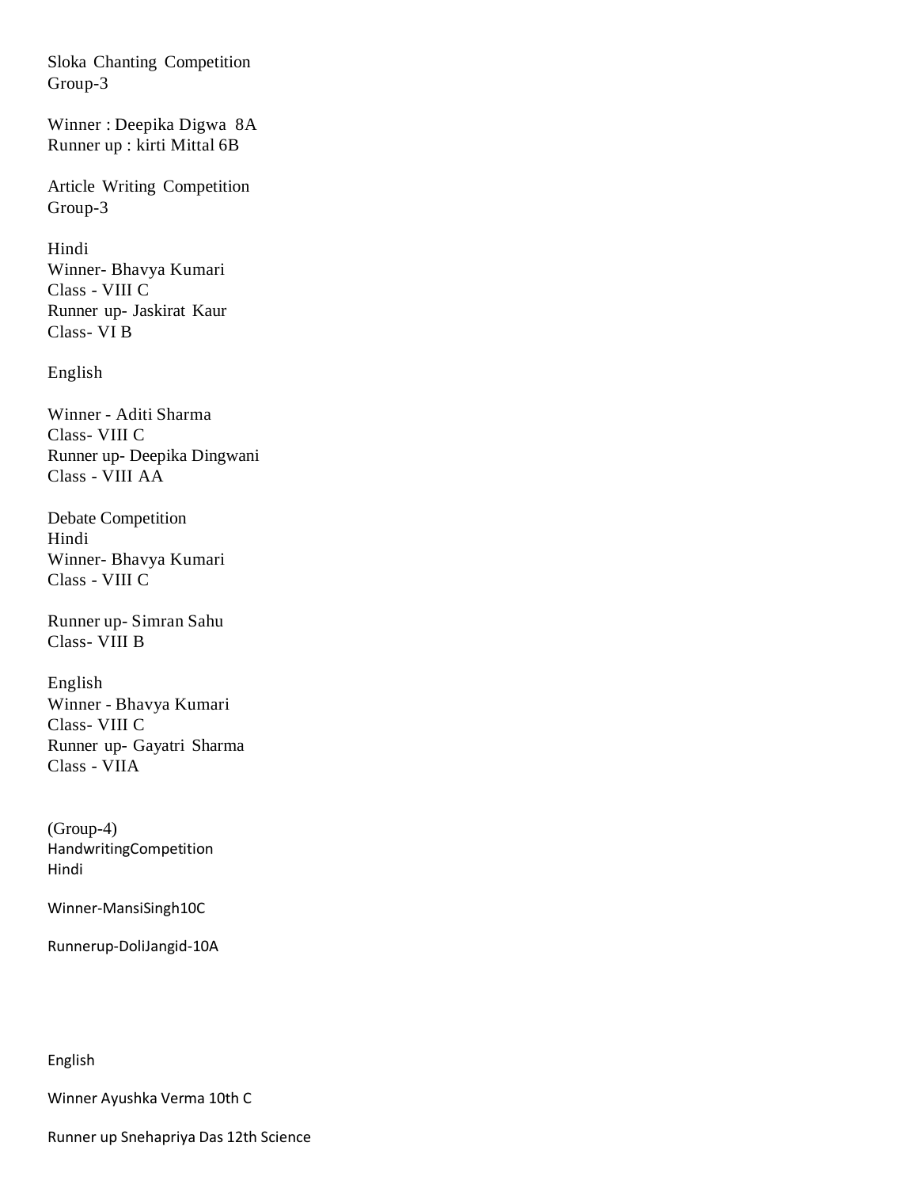Sloka Chanting Competition
Group-3

Winner : Deepika Digwa 8A
Runner up : kirti Mittal 6B

Article Writing Competition
Group-3

Hindi
Winner- Bhavya Kumari
Class - VIII C
Runner up- Jaskirat Kaur
Class- VI B

English

Winner - Aditi Sharma
Class- VIII C
Runner up- Deepika Dingwani
Class - VIII AA

Debate Competition
Hindi
Winner- Bhavya Kumari
Class - VIII C

Runner up- Simran Sahu
Class- VIII B

English
Winner - Bhavya Kumari
Class- VIII C
Runner up- Gayatri Sharma
Class - VIIA

(Group-4)
HandwritingCompetition
Hindi

Winner-MansiSingh10C

Runnerup-DoliJangid-10A

English

Winner Ayushka Verma 10th C

Runner up Snehapriya Das 12th Science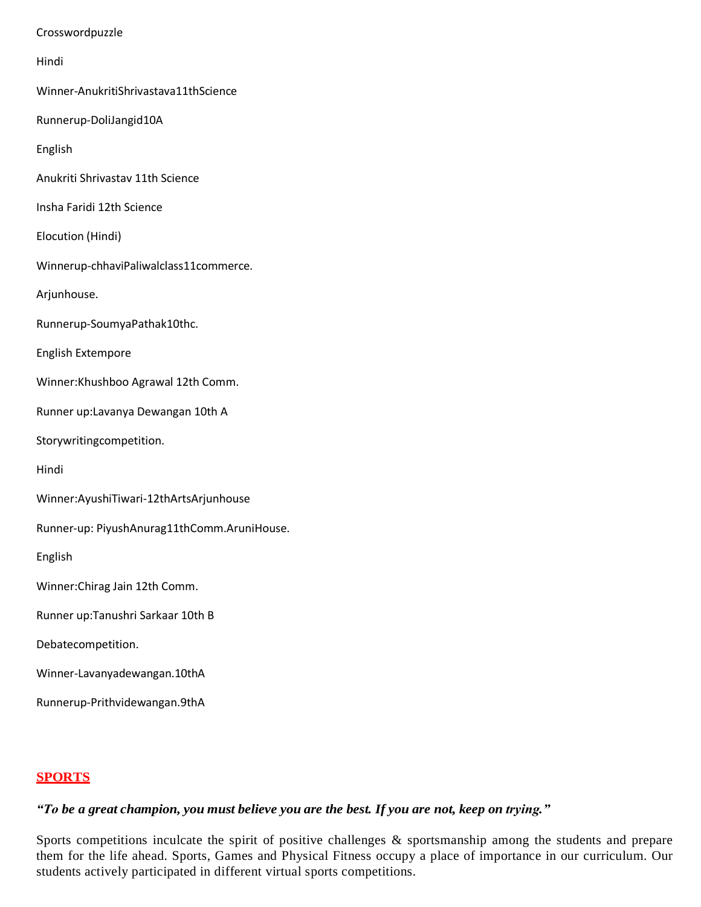Crosswordpuzzle

Hindi

Winner-AnukritiShrivastava11thScience

Runnerup-DoliJangid10A

English

Anukriti Shrivastav 11th Science

Insha Faridi 12th Science

Elocution (Hindi)

Winnerup-chhaviPaliwalclass11commerce.

Arjunhouse.

Runnerup-SoumyaPathak10thc.

English Extempore

Winner:Khushboo Agrawal 12th Comm.

Runner up:Lavanya Dewangan 10th A

Storywritingcompetition.

Hindi

Winner:AyushiTiwari-12thArtsArjunhouse

Runner-up: PiyushAnurag11thComm.AruniHouse.

English

Winner:Chirag Jain 12th Comm.

Runner up:Tanushri Sarkaar 10th B

Debatecompetition.

Winner-Lavanyadewangan.10thA

Runnerup-Prithvidewangan.9thA

## SPORTS

***"To be a great champion, you must believe you are the best. If you are not, keep on trying."***

Sports competitions inculcate the spirit of positive challenges & sportsmanship among the students and prepare them for the life ahead. Sports, Games and Physical Fitness occupy a place of importance in our curriculum. Our students actively participated in different virtual sports competitions.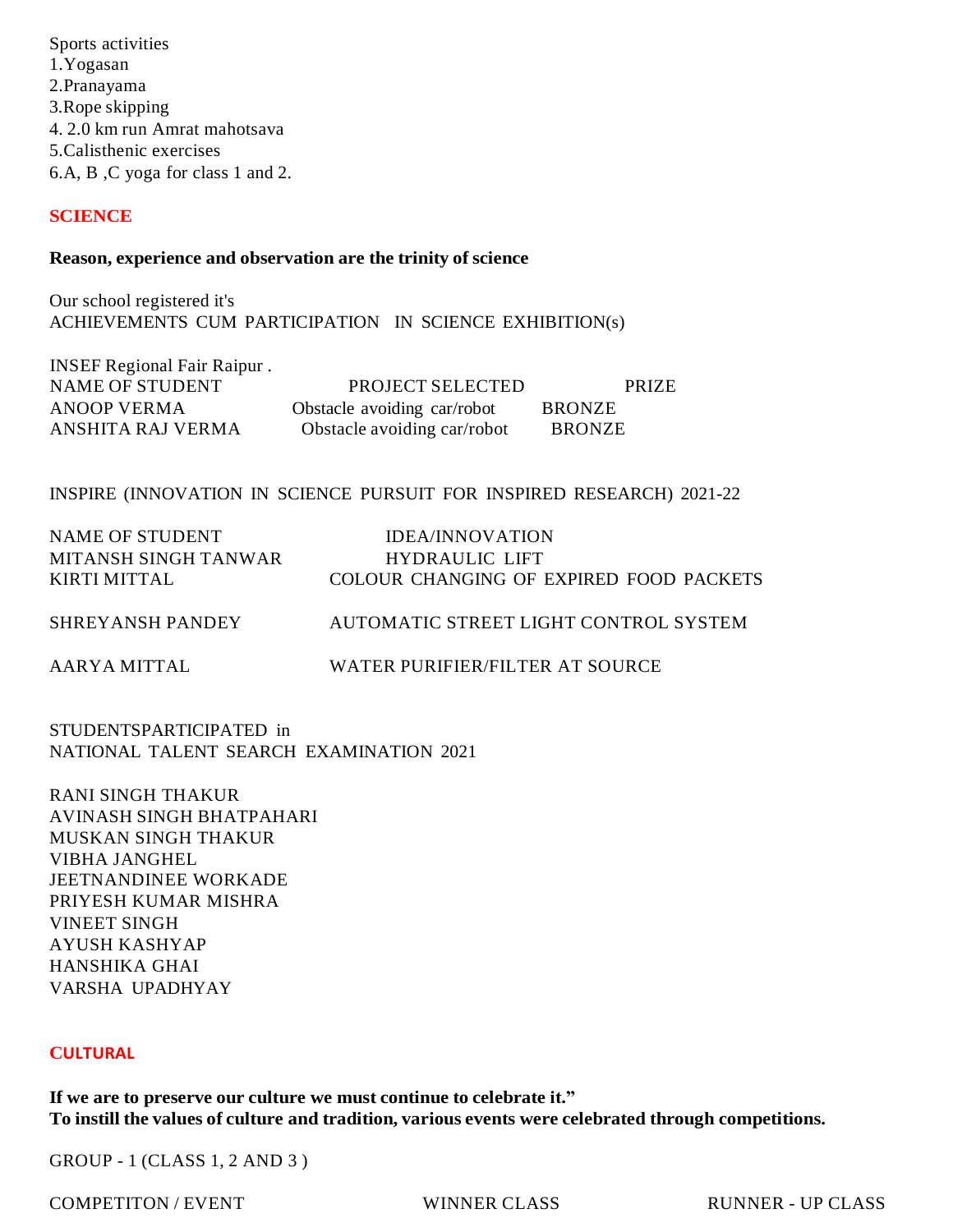Sports activities

1. Yogasan
2. Pranayama
3. Rope skipping
4. 2.0 km run Amrat mahotsava
5. Calisthenic exercises
6. A, B ,C yoga for class 1 and 2.

## SCIENCE

**Reason, experience and observation are the trinity of science**

Our school registered it's
ACHIEVEMENTS CUM PARTICIPATION IN SCIENCE EXHIBITION(s)

INSEF Regional Fair Raipur .

| NAME OF STUDENT | PROJECT SELECTED | PRIZE |
|---|---|---|
| ANOOP VERMA | Obstacle avoiding car/robot | BRONZE |
| ANSHITA RAJ VERMA | Obstacle avoiding car/robot | BRONZE |

INSPIRE (INNOVATION IN SCIENCE PURSUIT FOR INSPIRED RESEARCH) 2021-22

| NAME OF STUDENT | IDEA/INNOVATION |
|---|---|
| MITANSH SINGH TANWAR | HYDRAULIC LIFT |
| KIRTI MITTAL | COLOUR CHANGING OF EXPIRED FOOD PACKETS |
| SHREYANSH PANDEY | AUTOMATIC STREET LIGHT CONTROL SYSTEM |
| AARYA MITTAL | WATER PURIFIER/FILTER AT SOURCE |

STUDENTSPARTICIPATED in
NATIONAL TALENT SEARCH EXAMINATION 2021

RANI SINGH THAKUR
AVINASH SINGH BHATPAHARI
MUSKAN SINGH THAKUR
VIBHA JANGHEL
JEETNANDINEE WORKADE
PRIYESH KUMAR MISHRA
VINEET SINGH
AYUSH KASHYAP
HANSHIKA GHAI
VARSHA UPADHYAY

## CULTURAL

**If we are to preserve our culture we must continue to celebrate it."**
**To instill the values of culture and tradition, various events were celebrated through competitions.**

GROUP - 1 (CLASS 1, 2 AND 3 )

| COMPETITON / EVENT | WINNER CLASS | RUNNER - UP CLASS |
|---|---|---|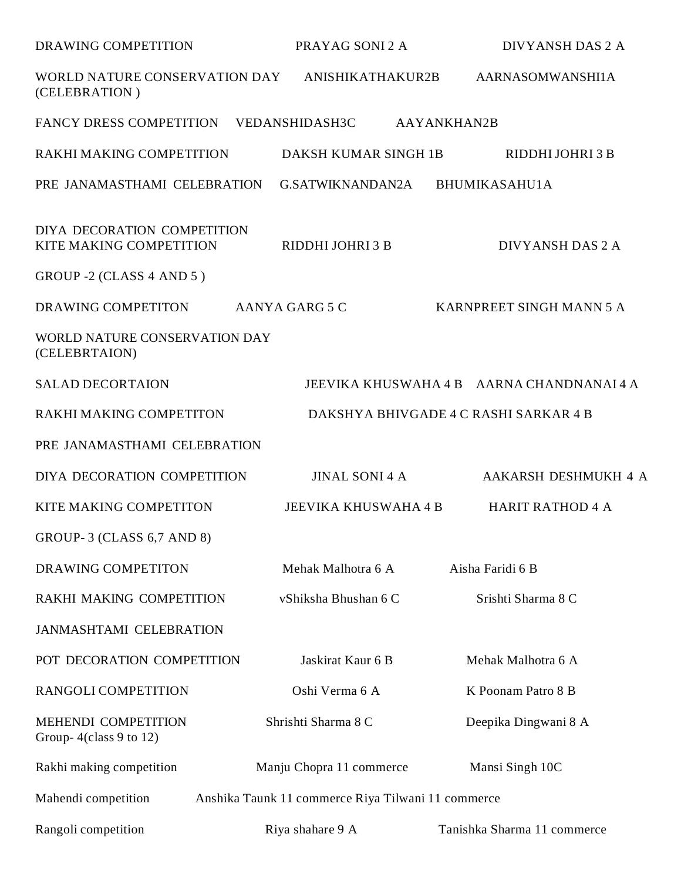| | | |
|---|---|---|
| DRAWING COMPETITION | PRAYAG SONI 2 A | DIVYANSH DAS 2 A |
| WORLD NATURE CONSERVATION DAY (CELEBRATION ) | ANISHIKATHAKUR2B | AARNASOMWANSHI1A |
| FANCY DRESS COMPETITION | VEDANSHIDASH3C | AAYANKHAN2B |
| RAKHI MAKING COMPETITION | DAKSH KUMAR SINGH 1B | RIDDHI JOHRI 3 B |
| PRE JANAMASTHAMI CELEBRATION | G.SATWIKNANDAN2A | BHUMIKASAHU1A |
| DIYA DECORATION COMPETITION | | |
| KITE MAKING COMPETITION | RIDDHI JOHRI 3 B | DIVYANSH DAS 2 A |

GROUP -2 (CLASS 4 AND 5 )

| | | |
|---|---|---|
| DRAWING COMPETITON | AANYA GARG 5 C | KARNPREET SINGH MANN 5 A |
| WORLD NATURE CONSERVATION DAY (CELEBRTAION) | | |
| SALAD DECORTAION | JEEVIKA KHUSWAHA 4 B | AARNA CHANDNANAI 4 A |
| RAKHI MAKING COMPETITON | DAKSHYA BHIVGADE 4 C | RASHI SARKAR 4 B |
| PRE JANAMASTHAMI CELEBRATION | | |
| DIYA DECORATION COMPETITION | JINAL SONI 4 A | AAKARSH DESHMUKH 4 A |
| KITE MAKING COMPETITON | JEEVIKA KHUSWAHA 4 B | HARIT RATHOD 4 A |

GROUP- 3 (CLASS 6,7 AND 8)

| | | |
|---|---|---|
| DRAWING COMPETITON | Mehak Malhotra 6 A | Aisha Faridi 6 B |
| RAKHI MAKING COMPETITION | vShiksha Bhushan 6 C | Srishti Sharma 8 C |
| JANMASHTAMI CELEBRATION | | |
| POT DECORATION COMPETITION | Jaskirat Kaur 6 B | Mehak Malhotra 6 A |
| RANGOLI COMPETITION | Oshi Verma 6 A | K Poonam Patro 8 B |
| MEHENDI COMPETITION | Shrishti Sharma 8 C | Deepika Dingwani 8 A |

Group- 4(class 9 to 12)

| | | |
|---|---|---|
| Rakhi making competition | Manju Chopra 11 commerce | Mansi Singh 10C |
| Mahendi competition | Anshika Taunk 11 commerce | Riya Tilwani 11 commerce |
| Rangoli competition | Riya shahare 9 A | Tanishka Sharma 11 commerce |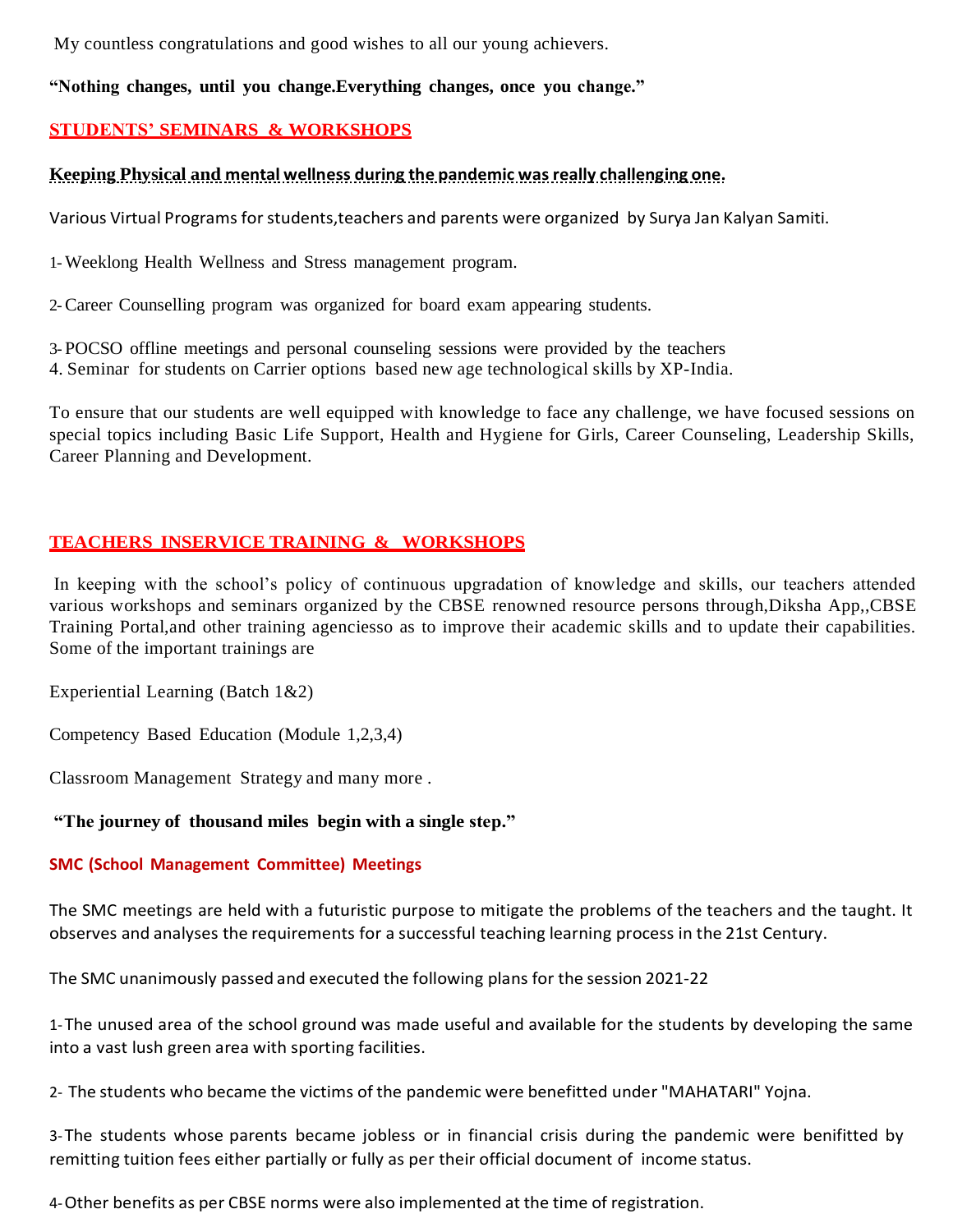My countless congratulations and good wishes to all our young achievers.

**"Nothing changes, until you change.Everything changes, once you change."**

## STUDENTS' SEMINARS & WORKSHOPS

**Keeping Physical and mental wellness during the pandemic was really challenging one.**

Various Virtual Programs for students,teachers and parents were organized by Surya Jan Kalyan Samiti.

1- Weeklong Health Wellness and Stress management program.

2- Career Counselling program was organized for board exam appearing students.

3- POCSO offline meetings and personal counseling sessions were provided by the teachers
4. Seminar for students on Carrier options based new age technological skills by XP-India.

To ensure that our students are well equipped with knowledge to face any challenge, we have focused sessions on special topics including Basic Life Support, Health and Hygiene for Girls, Career Counseling, Leadership Skills, Career Planning and Development.

## TEACHERS INSERVICE TRAINING & WORKSHOPS

In keeping with the school's policy of continuous upgradation of knowledge and skills, our teachers attended various workshops and seminars organized by the CBSE renowned resource persons through,Diksha App,,CBSE Training Portal,and other training agenciesso as to improve their academic skills and to update their capabilities. Some of the important trainings are

Experiential Learning (Batch 1&2)

Competency Based Education (Module 1,2,3,4)

Classroom Management Strategy and many more .

**"The journey of thousand miles begin with a single step."**

### SMC (School Management Committee) Meetings

The SMC meetings are held with a futuristic purpose to mitigate the problems of the teachers and the taught. It observes and analyses the requirements for a successful teaching learning process in the 21st Century.

The SMC unanimously passed and executed the following plans for the session 2021-22

1- The unused area of the school ground was made useful and available for the students by developing the same into a vast lush green area with sporting facilities.

2- The students who became the victims of the pandemic were benefitted under "MAHATARI" Yojna.

3- The students whose parents became jobless or in financial crisis during the pandemic were benifitted by remitting tuition fees either partially or fully as per their official document of income status.

4- Other benefits as per CBSE norms were also implemented at the time of registration.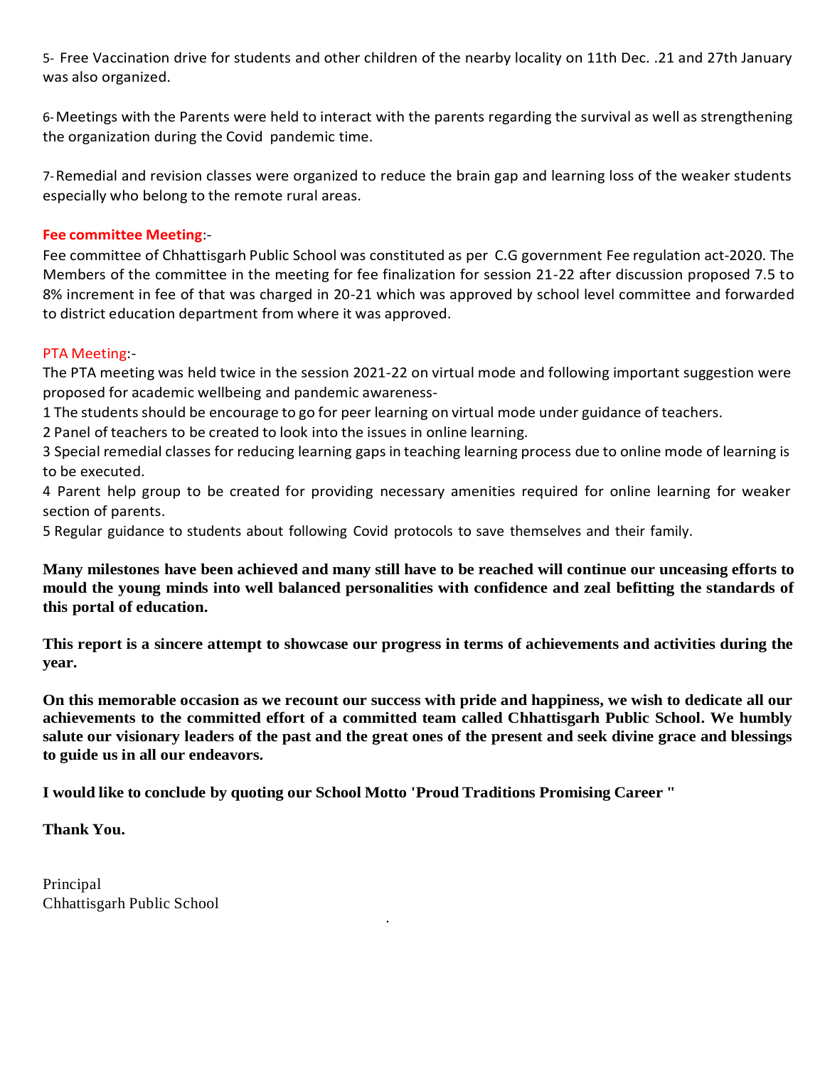5- Free Vaccination drive for students and other children of the nearby locality on 11th Dec. .21 and 27th January was also organized.

6- Meetings with the Parents were held to interact with the parents regarding the survival as well as strengthening the organization during the Covid pandemic time.

7- Remedial and revision classes were organized to reduce the brain gap and learning loss of the weaker students especially who belong to the remote rural areas.

**Fee committee Meeting**:-

Fee committee of Chhattisgarh Public School was constituted as per C.G government Fee regulation act-2020. The Members of the committee in the meeting for fee finalization for session 21-22 after discussion proposed 7.5 to 8% increment in fee of that was charged in 20-21 which was approved by school level committee and forwarded to district education department from where it was approved.

PTA Meeting:-

The PTA meeting was held twice in the session 2021-22 on virtual mode and following important suggestion were proposed for academic wellbeing and pandemic awareness-

1 The students should be encourage to go for peer learning on virtual mode under guidance of teachers.

2 Panel of teachers to be created to look into the issues in online learning.

3 Special remedial classes for reducing learning gaps in teaching learning process due to online mode of learning is to be executed.

4 Parent help group to be created for providing necessary amenities required for online learning for weaker section of parents.

5 Regular guidance to students about following Covid protocols to save themselves and their family.

**Many milestones have been achieved and many still have to be reached will continue our unceasing efforts to mould the young minds into well balanced personalities with confidence and zeal befitting the standards of this portal of education.**

**This report is a sincere attempt to showcase our progress in terms of achievements and activities during the year.**

**On this memorable occasion as we recount our success with pride and happiness, we wish to dedicate all our achievements to the committed effort of a committed team called Chhattisgarh Public School. We humbly salute our visionary leaders of the past and the great ones of the present and seek divine grace and blessings to guide us in all our endeavors.**

**I would like to conclude by quoting our School Motto 'Proud Traditions Promising Career "**

**Thank You.**

Principal
Chhattisgarh Public School